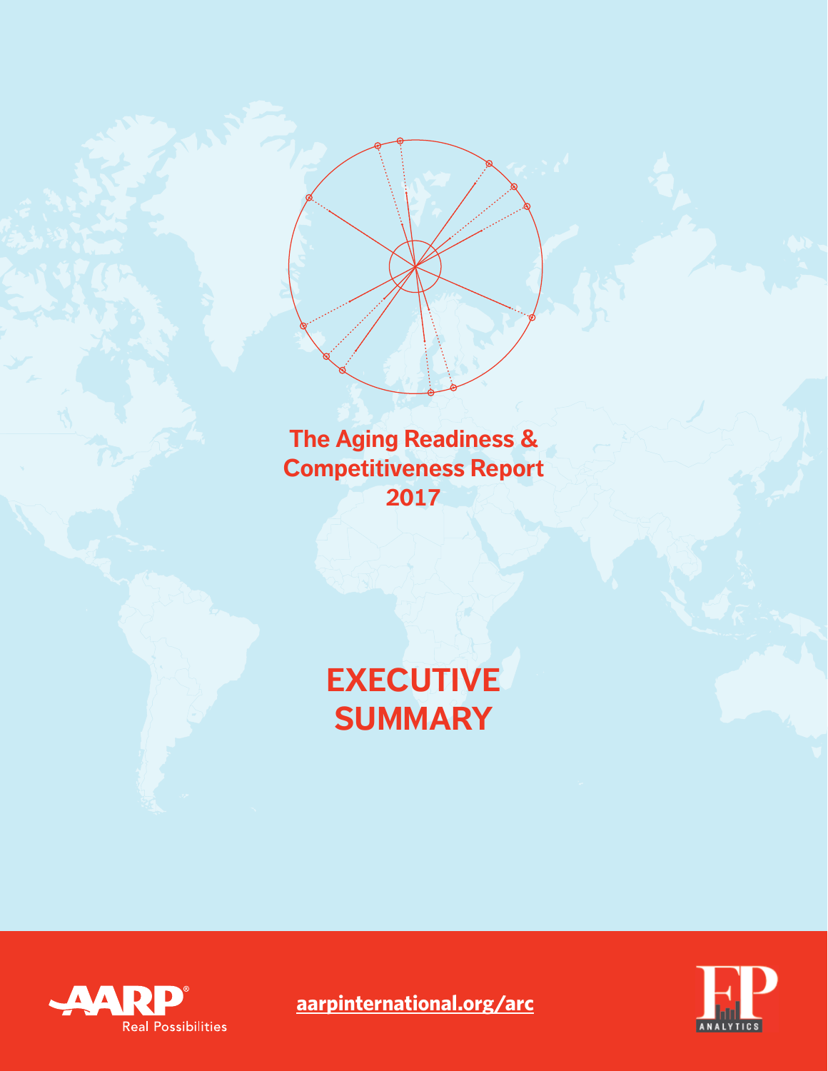# The Aging Readiness & Competitiveness Report 2017

# EXECUTIVE SUMMARY

AARP Real Possibilities

aarpinternational.org/arc

FP ANALYTICS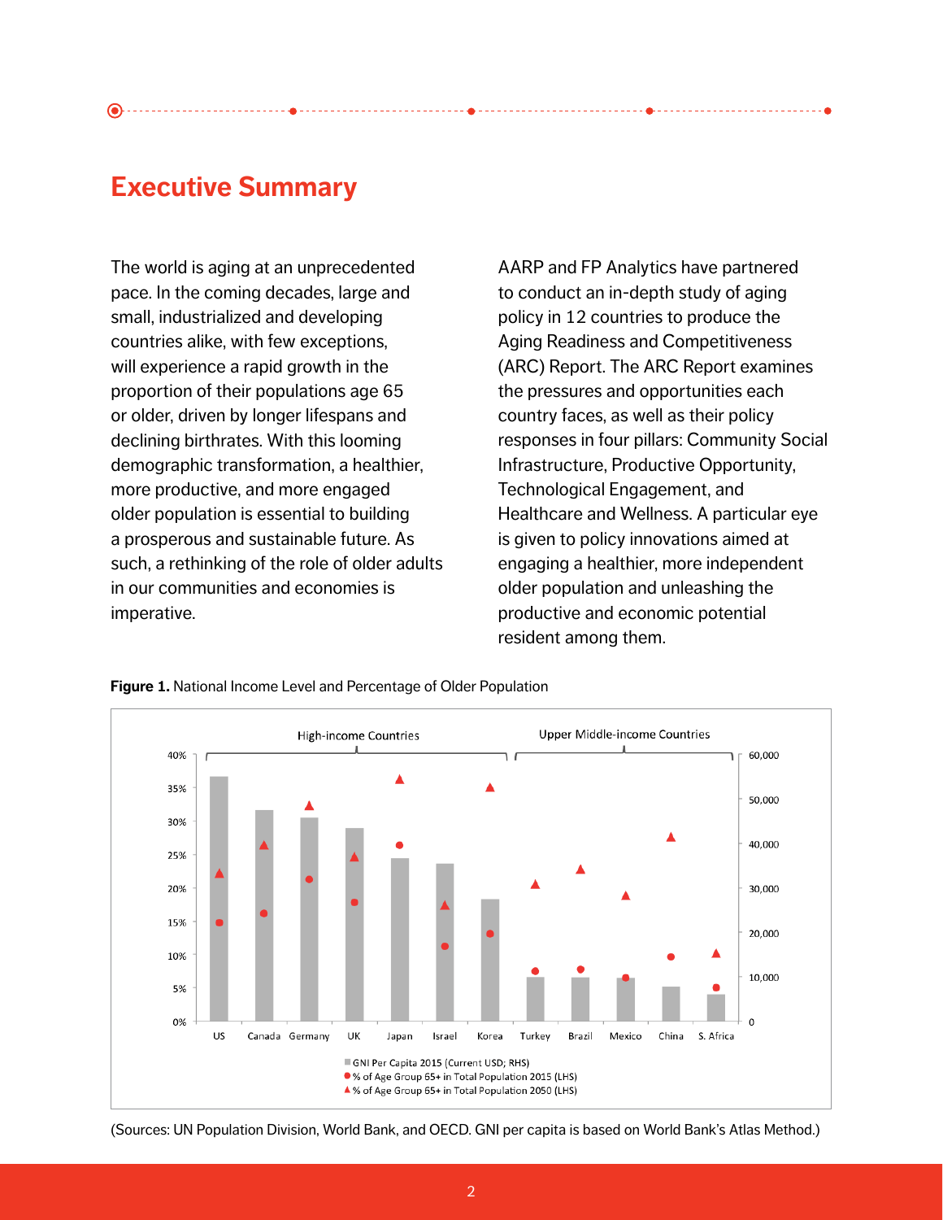## Executive Summary

The world is aging at an unprecedented pace. In the coming decades, large and small, industrialized and developing countries alike, with few exceptions, will experience a rapid growth in the proportion of their populations age 65 or older, driven by longer lifespans and declining birthrates. With this looming demographic transformation, a healthier, more productive, and more engaged older population is essential to building a prosperous and sustainable future. As such, a rethinking of the role of older adults in our communities and economies is imperative.

AARP and FP Analytics have partnered to conduct an in-depth study of aging policy in 12 countries to produce the Aging Readiness and Competitiveness (ARC) Report. The ARC Report examines the pressures and opportunities each country faces, as well as their policy responses in four pillars: Community Social Infrastructure, Productive Opportunity, Technological Engagement, and Healthcare and Wellness. A particular eye is given to policy innovations aimed at engaging a healthier, more independent older population and unleashing the productive and economic potential resident among them.

**Figure 1.** National Income Level and Percentage of Older Population

High-income Countries: US, Canada, Germany, UK, Japan, Israel, Korea

Upper Middle-income Countries: Turkey, Brazil, Mexico, China, S. Africa

- GNI Per Capita 2015 (Current USD; RHS)
- % of Age Group 65+ in Total Population 2015 (LHS)
- % of Age Group 65+ in Total Population 2050 (LHS)

(Sources: UN Population Division, World Bank, and OECD. GNI per capita is based on World Bank's Atlas Method.)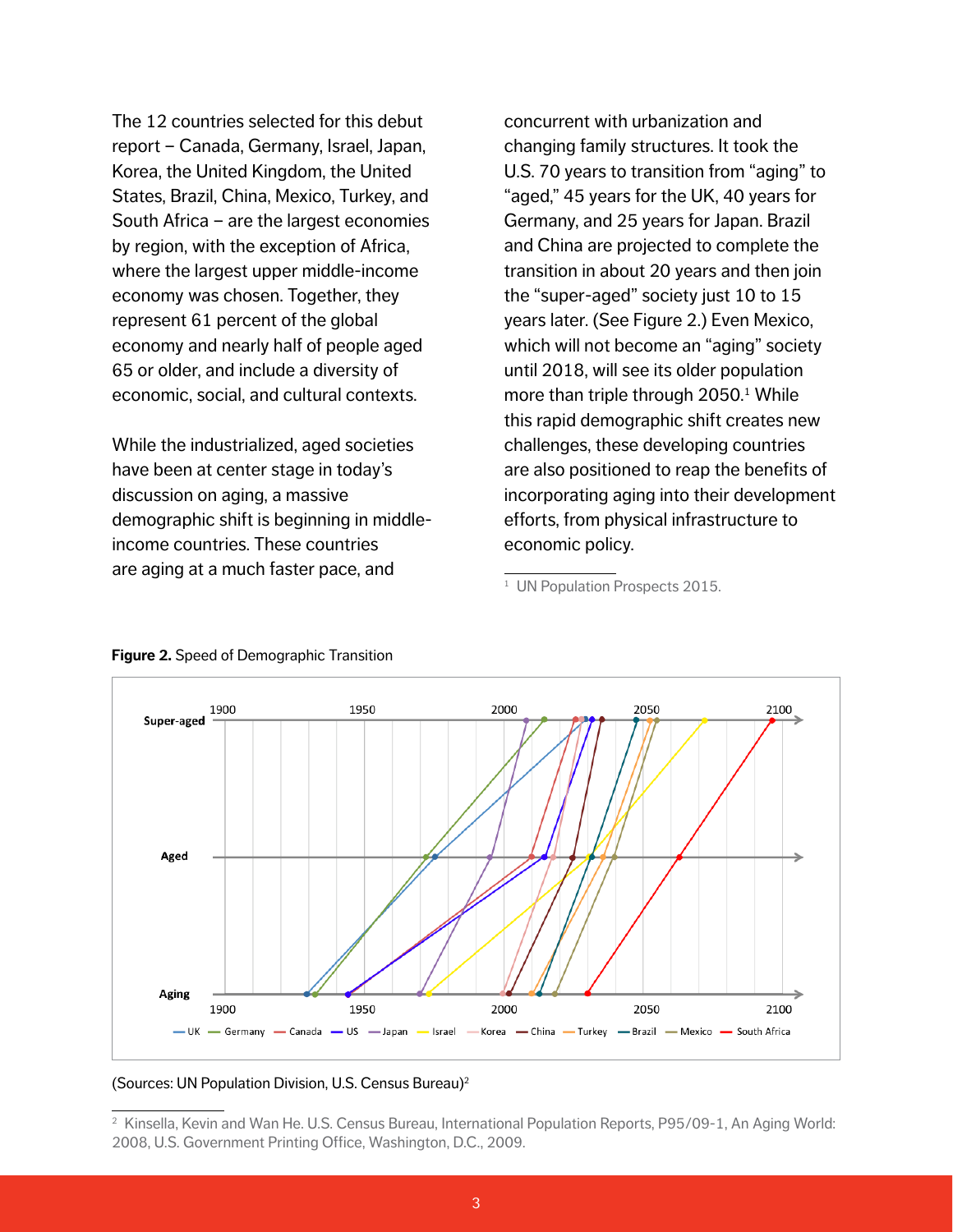The 12 countries selected for this debut report – Canada, Germany, Israel, Japan, Korea, the United Kingdom, the United States, Brazil, China, Mexico, Turkey, and South Africa – are the largest economies by region, with the exception of Africa, where the largest upper middle-income economy was chosen. Together, they represent 61 percent of the global economy and nearly half of people aged 65 or older, and include a diversity of economic, social, and cultural contexts.

While the industrialized, aged societies have been at center stage in today's discussion on aging, a massive demographic shift is beginning in middle-income countries. These countries are aging at a much faster pace, and concurrent with urbanization and changing family structures. It took the U.S. 70 years to transition from "aging" to "aged," 45 years for the UK, 40 years for Germany, and 25 years for Japan. Brazil and China are projected to complete the transition in about 20 years and then join the "super-aged" society just 10 to 15 years later. (See Figure 2.) Even Mexico, which will not become an "aging" society until 2018, will see its older population more than triple through 2050.[1] While this rapid demographic shift creates new challenges, these developing countries are also positioned to reap the benefits of incorporating aging into their development efforts, from physical infrastructure to economic policy.

[1] UN Population Prospects 2015.

**Figure 2.** Speed of Demographic Transition

(Sources: UN Population Division, U.S. Census Bureau)[2]

[2] Kinsella, Kevin and Wan He. U.S. Census Bureau, International Population Reports, P95/09-1, An Aging World: 2008, U.S. Government Printing Office, Washington, D.C., 2009.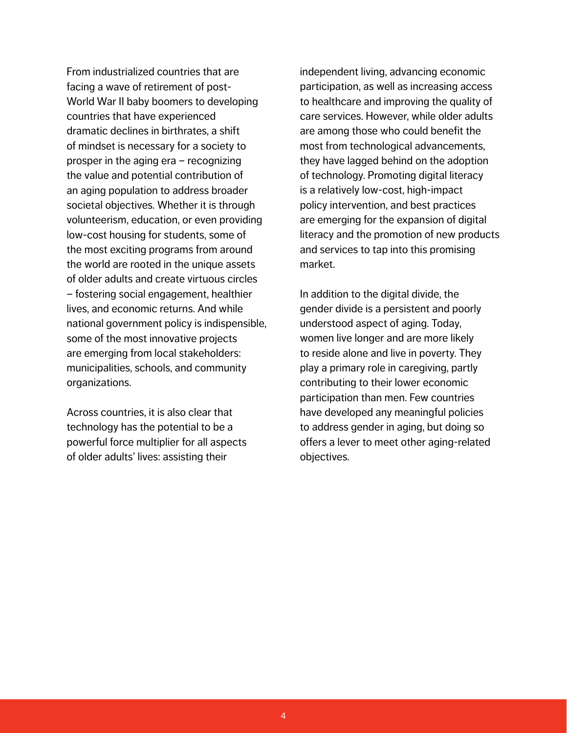From industrialized countries that are facing a wave of retirement of post-World War II baby boomers to developing countries that have experienced dramatic declines in birthrates, a shift of mindset is necessary for a society to prosper in the aging era – recognizing the value and potential contribution of an aging population to address broader societal objectives. Whether it is through volunteerism, education, or even providing low-cost housing for students, some of the most exciting programs from around the world are rooted in the unique assets of older adults and create virtuous circles – fostering social engagement, healthier lives, and economic returns. And while national government policy is indispensible, some of the most innovative projects are emerging from local stakeholders: municipalities, schools, and community organizations.

Across countries, it is also clear that technology has the potential to be a powerful force multiplier for all aspects of older adults' lives: assisting their independent living, advancing economic participation, as well as increasing access to healthcare and improving the quality of care services. However, while older adults are among those who could benefit the most from technological advancements, they have lagged behind on the adoption of technology. Promoting digital literacy is a relatively low-cost, high-impact policy intervention, and best practices are emerging for the expansion of digital literacy and the promotion of new products and services to tap into this promising market.

In addition to the digital divide, the gender divide is a persistent and poorly understood aspect of aging. Today, women live longer and are more likely to reside alone and live in poverty. They play a primary role in caregiving, partly contributing to their lower economic participation than men. Few countries have developed any meaningful policies to address gender in aging, but doing so offers a lever to meet other aging-related objectives.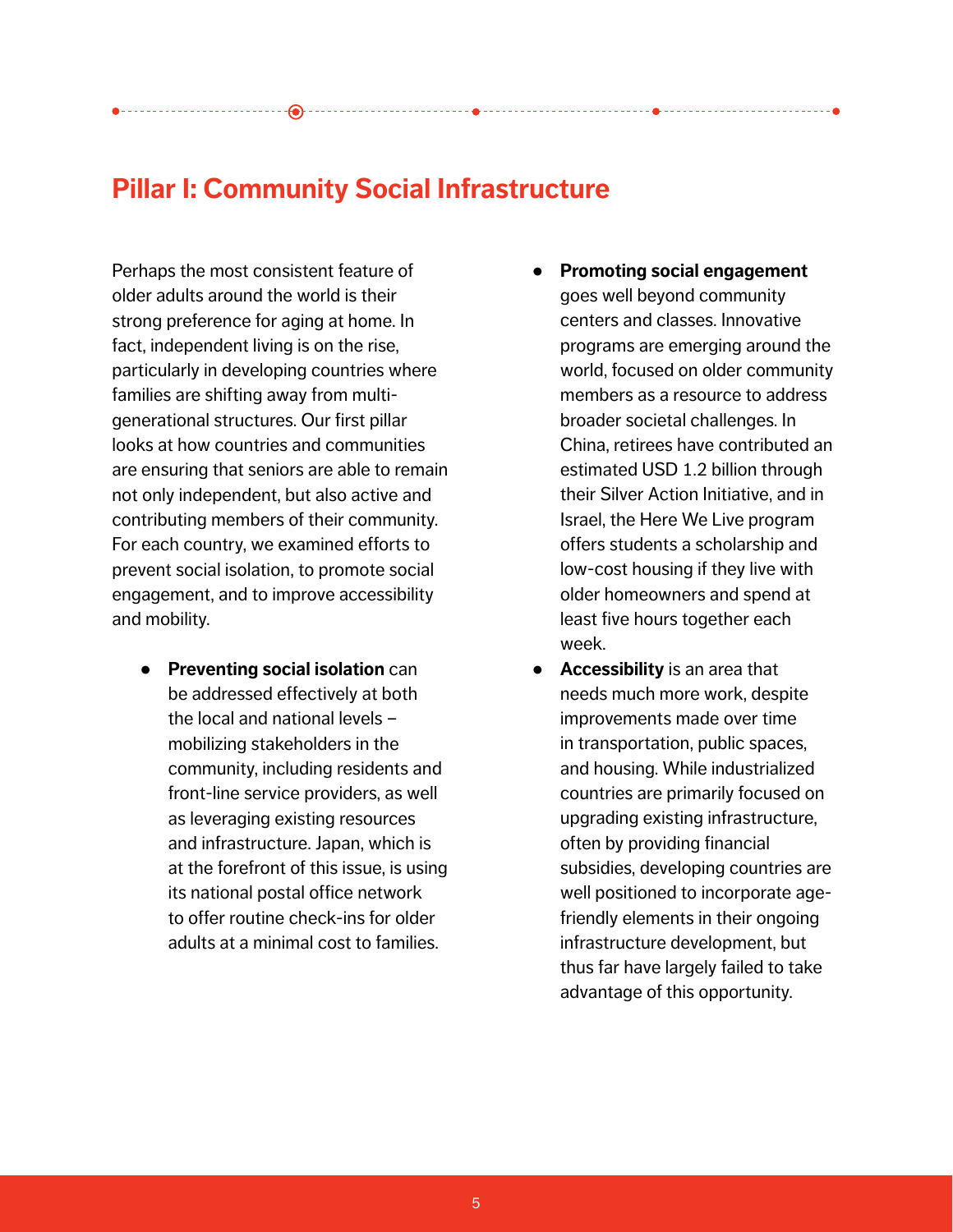## Pillar I: Community Social Infrastructure

Perhaps the most consistent feature of older adults around the world is their strong preference for aging at home. In fact, independent living is on the rise, particularly in developing countries where families are shifting away from multi-generational structures. Our first pillar looks at how countries and communities are ensuring that seniors are able to remain not only independent, but also active and contributing members of their community. For each country, we examined efforts to prevent social isolation, to promote social engagement, and to improve accessibility and mobility.

- **Preventing social isolation** can be addressed effectively at both the local and national levels – mobilizing stakeholders in the community, including residents and front-line service providers, as well as leveraging existing resources and infrastructure. Japan, which is at the forefront of this issue, is using its national postal office network to offer routine check-ins for older adults at a minimal cost to families.
- **Promoting social engagement** goes well beyond community centers and classes. Innovative programs are emerging around the world, focused on older community members as a resource to address broader societal challenges. In China, retirees have contributed an estimated USD 1.2 billion through their Silver Action Initiative, and in Israel, the Here We Live program offers students a scholarship and low-cost housing if they live with older homeowners and spend at least five hours together each week.
- **Accessibility** is an area that needs much more work, despite improvements made over time in transportation, public spaces, and housing. While industrialized countries are primarily focused on upgrading existing infrastructure, often by providing financial subsidies, developing countries are well positioned to incorporate age-friendly elements in their ongoing infrastructure development, but thus far have largely failed to take advantage of this opportunity.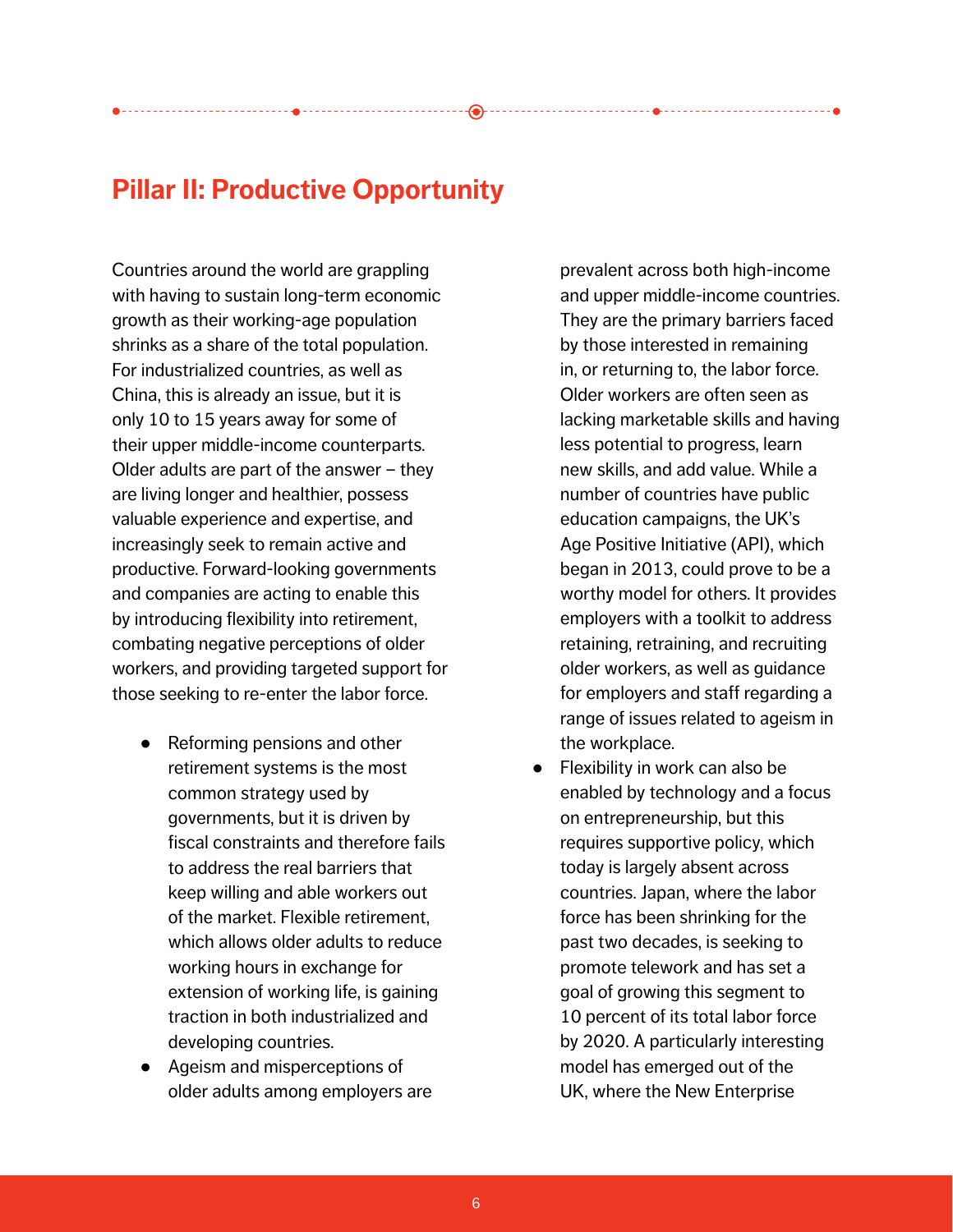## Pillar II: Productive Opportunity

Countries around the world are grappling with having to sustain long-term economic growth as their working-age population shrinks as a share of the total population. For industrialized countries, as well as China, this is already an issue, but it is only 10 to 15 years away for some of their upper middle-income counterparts. Older adults are part of the answer – they are living longer and healthier, possess valuable experience and expertise, and increasingly seek to remain active and productive. Forward-looking governments and companies are acting to enable this by introducing flexibility into retirement, combating negative perceptions of older workers, and providing targeted support for those seeking to re-enter the labor force.

- Reforming pensions and other retirement systems is the most common strategy used by governments, but it is driven by fiscal constraints and therefore fails to address the real barriers that keep willing and able workers out of the market. Flexible retirement, which allows older adults to reduce working hours in exchange for extension of working life, is gaining traction in both industrialized and developing countries.
- Ageism and misperceptions of older adults among employers are prevalent across both high-income and upper middle-income countries. They are the primary barriers faced by those interested in remaining in, or returning to, the labor force. Older workers are often seen as lacking marketable skills and having less potential to progress, learn new skills, and add value. While a number of countries have public education campaigns, the UK's Age Positive Initiative (API), which began in 2013, could prove to be a worthy model for others. It provides employers with a toolkit to address retaining, retraining, and recruiting older workers, as well as guidance for employers and staff regarding a range of issues related to ageism in the workplace.
- Flexibility in work can also be enabled by technology and a focus on entrepreneurship, but this requires supportive policy, which today is largely absent across countries. Japan, where the labor force has been shrinking for the past two decades, is seeking to promote telework and has set a goal of growing this segment to 10 percent of its total labor force by 2020. A particularly interesting model has emerged out of the UK, where the New Enterprise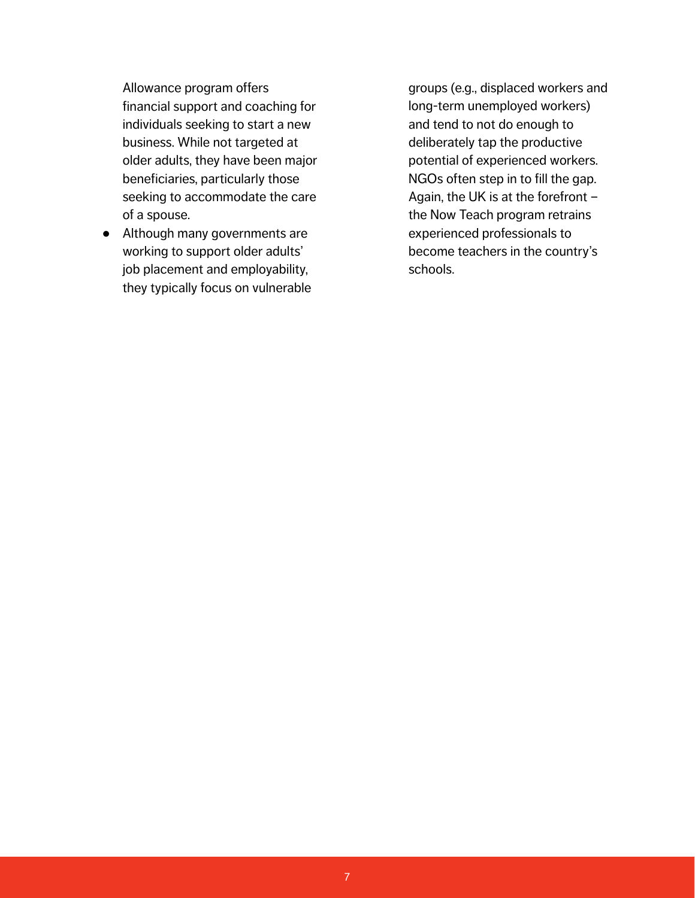Allowance program offers financial support and coaching for individuals seeking to start a new business. While not targeted at older adults, they have been major beneficiaries, particularly those seeking to accommodate the care of a spouse.

- Although many governments are working to support older adults' job placement and employability, they typically focus on vulnerable groups (e.g., displaced workers and long-term unemployed workers) and tend to not do enough to deliberately tap the productive potential of experienced workers. NGOs often step in to fill the gap. Again, the UK is at the forefront – the Now Teach program retrains experienced professionals to become teachers in the country's schools.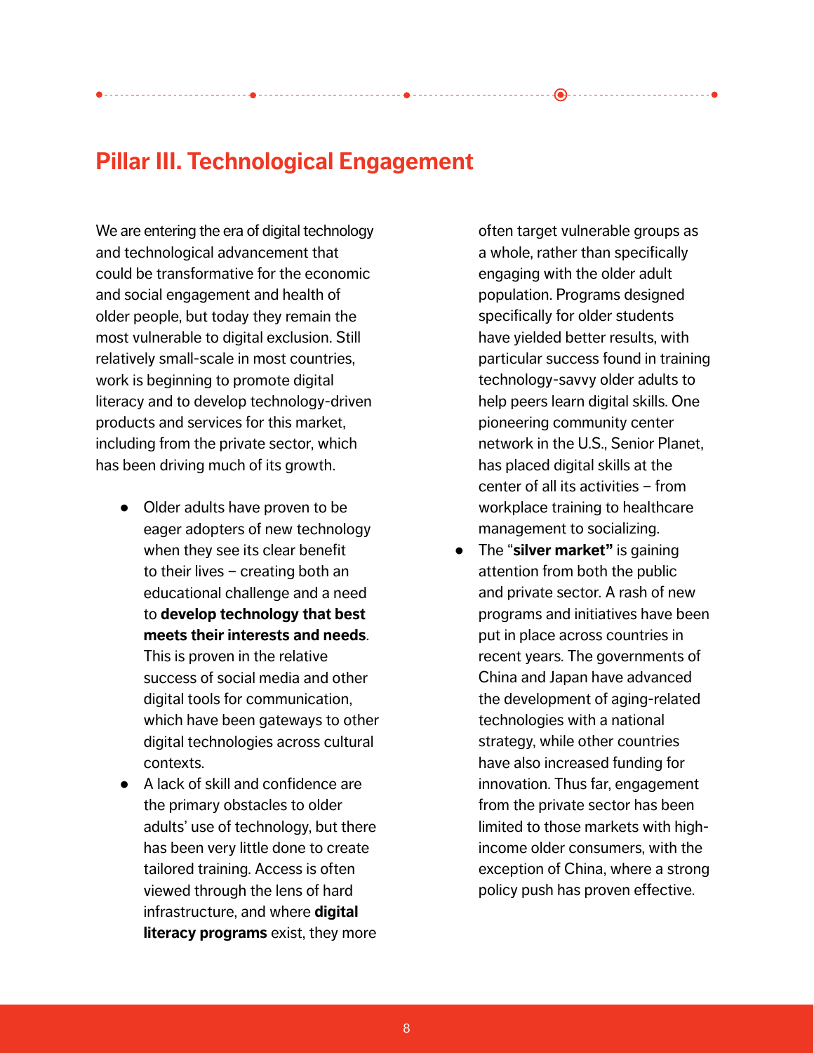## Pillar III. Technological Engagement

We are entering the era of digital technology and technological advancement that could be transformative for the economic and social engagement and health of older people, but today they remain the most vulnerable to digital exclusion. Still relatively small-scale in most countries, work is beginning to promote digital literacy and to develop technology-driven products and services for this market, including from the private sector, which has been driving much of its growth.

- Older adults have proven to be eager adopters of new technology when they see its clear benefit to their lives – creating both an educational challenge and a need to **develop technology that best meets their interests and needs**. This is proven in the relative success of social media and other digital tools for communication, which have been gateways to other digital technologies across cultural contexts.
- A lack of skill and confidence are the primary obstacles to older adults' use of technology, but there has been very little done to create tailored training. Access is often viewed through the lens of hard infrastructure, and where **digital literacy programs** exist, they more often target vulnerable groups as a whole, rather than specifically engaging with the older adult population. Programs designed specifically for older students have yielded better results, with particular success found in training technology-savvy older adults to help peers learn digital skills. One pioneering community center network in the U.S., Senior Planet, has placed digital skills at the center of all its activities – from workplace training to healthcare management to socializing.
- The "**silver market"** is gaining attention from both the public and private sector. A rash of new programs and initiatives have been put in place across countries in recent years. The governments of China and Japan have advanced the development of aging-related technologies with a national strategy, while other countries have also increased funding for innovation. Thus far, engagement from the private sector has been limited to those markets with high-income older consumers, with the exception of China, where a strong policy push has proven effective.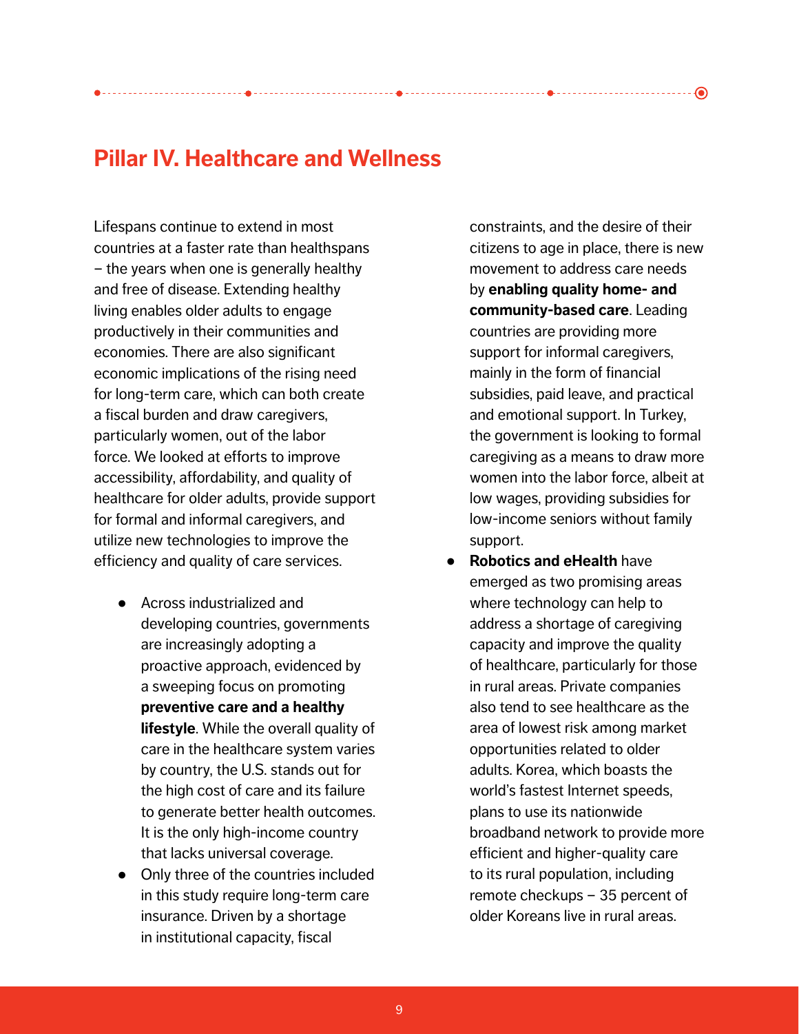## Pillar IV. Healthcare and Wellness

Lifespans continue to extend in most countries at a faster rate than healthspans – the years when one is generally healthy and free of disease. Extending healthy living enables older adults to engage productively in their communities and economies. There are also significant economic implications of the rising need for long-term care, which can both create a fiscal burden and draw caregivers, particularly women, out of the labor force. We looked at efforts to improve accessibility, affordability, and quality of healthcare for older adults, provide support for formal and informal caregivers, and utilize new technologies to improve the efficiency and quality of care services.

- Across industrialized and developing countries, governments are increasingly adopting a proactive approach, evidenced by a sweeping focus on promoting **preventive care and a healthy lifestyle**. While the overall quality of care in the healthcare system varies by country, the U.S. stands out for the high cost of care and its failure to generate better health outcomes. It is the only high-income country that lacks universal coverage.
- Only three of the countries included in this study require long-term care insurance. Driven by a shortage in institutional capacity, fiscal constraints, and the desire of their citizens to age in place, there is new movement to address care needs by **enabling quality home- and community-based care**. Leading countries are providing more support for informal caregivers, mainly in the form of financial subsidies, paid leave, and practical and emotional support. In Turkey, the government is looking to formal caregiving as a means to draw more women into the labor force, albeit at low wages, providing subsidies for low-income seniors without family support.
- **Robotics and eHealth** have emerged as two promising areas where technology can help to address a shortage of caregiving capacity and improve the quality of healthcare, particularly for those in rural areas. Private companies also tend to see healthcare as the area of lowest risk among market opportunities related to older adults. Korea, which boasts the world's fastest Internet speeds, plans to use its nationwide broadband network to provide more efficient and higher-quality care to its rural population, including remote checkups – 35 percent of older Koreans live in rural areas.